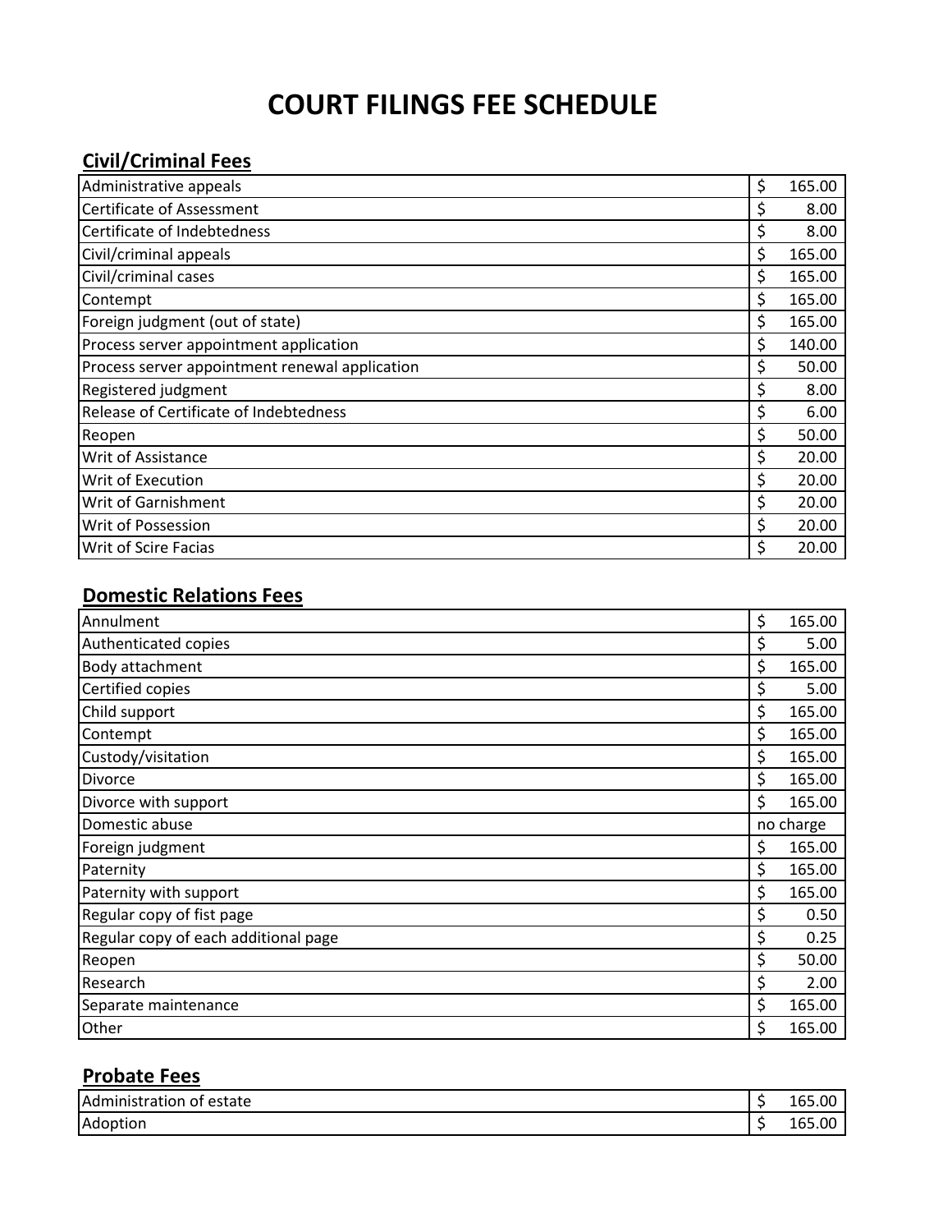# COURT FILINGS FEE SCHEDULE

## Civil/Criminal Fees

| Item | Fee |
|---|---|
| Administrative appeals | $ 165.00 |
| Certificate of Assessment | $ 8.00 |
| Certificate of Indebtedness | $ 8.00 |
| Civil/criminal appeals | $ 165.00 |
| Civil/criminal cases | $ 165.00 |
| Contempt | $ 165.00 |
| Foreign judgment (out of state) | $ 165.00 |
| Process server appointment application | $ 140.00 |
| Process server appointment renewal application | $ 50.00 |
| Registered judgment | $ 8.00 |
| Release of Certificate of Indebtedness | $ 6.00 |
| Reopen | $ 50.00 |
| Writ of Assistance | $ 20.00 |
| Writ of Execution | $ 20.00 |
| Writ of Garnishment | $ 20.00 |
| Writ of Possession | $ 20.00 |
| Writ of Scire Facias | $ 20.00 |

## Domestic Relations Fees

| Item | Fee |
|---|---|
| Annulment | $ 165.00 |
| Authenticated copies | $ 5.00 |
| Body attachment | $ 165.00 |
| Certified copies | $ 5.00 |
| Child support | $ 165.00 |
| Contempt | $ 165.00 |
| Custody/visitation | $ 165.00 |
| Divorce | $ 165.00 |
| Divorce with support | $ 165.00 |
| Domestic abuse | no charge |
| Foreign judgment | $ 165.00 |
| Paternity | $ 165.00 |
| Paternity with support | $ 165.00 |
| Regular copy of fist page | $ 0.50 |
| Regular copy of each additional page | $ 0.25 |
| Reopen | $ 50.00 |
| Research | $ 2.00 |
| Separate maintenance | $ 165.00 |
| Other | $ 165.00 |

## Probate Fees

| Item | Fee |
|---|---|
| Administration of estate | $ 165.00 |
| Adoption | $ 165.00 |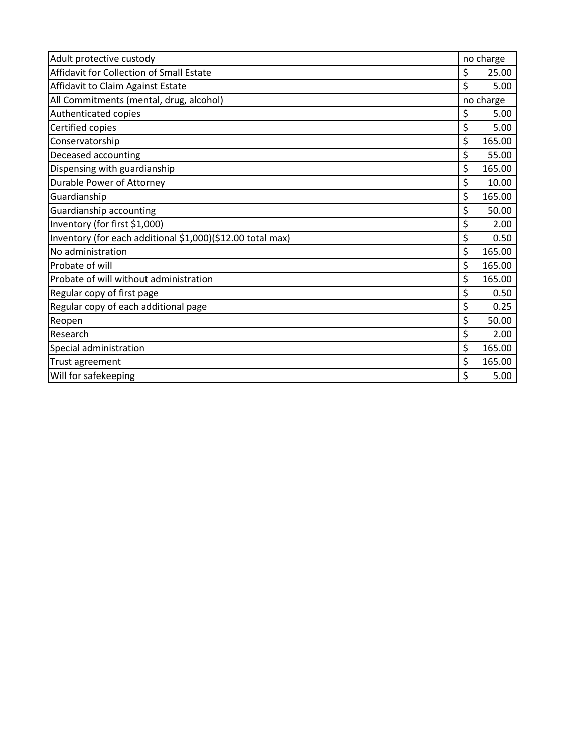| | |
|---|---|
| Adult protective custody | no charge |
| Affidavit for Collection of Small Estate | $ 25.00 |
| Affidavit to Claim Against Estate | $ 5.00 |
| All Commitments (mental, drug, alcohol) | no charge |
| Authenticated copies | $ 5.00 |
| Certified copies | $ 5.00 |
| Conservatorship | $ 165.00 |
| Deceased accounting | $ 55.00 |
| Dispensing with guardianship | $ 165.00 |
| Durable Power of Attorney | $ 10.00 |
| Guardianship | $ 165.00 |
| Guardianship accounting | $ 50.00 |
| Inventory (for first $1,000) | $ 2.00 |
| Inventory (for each additional $1,000)($12.00 total max) | $ 0.50 |
| No administration | $ 165.00 |
| Probate of will | $ 165.00 |
| Probate of will without administration | $ 165.00 |
| Regular copy of first page | $ 0.50 |
| Regular copy of each additional page | $ 0.25 |
| Reopen | $ 50.00 |
| Research | $ 2.00 |
| Special administration | $ 165.00 |
| Trust agreement | $ 165.00 |
| Will for safekeeping | $ 5.00 |